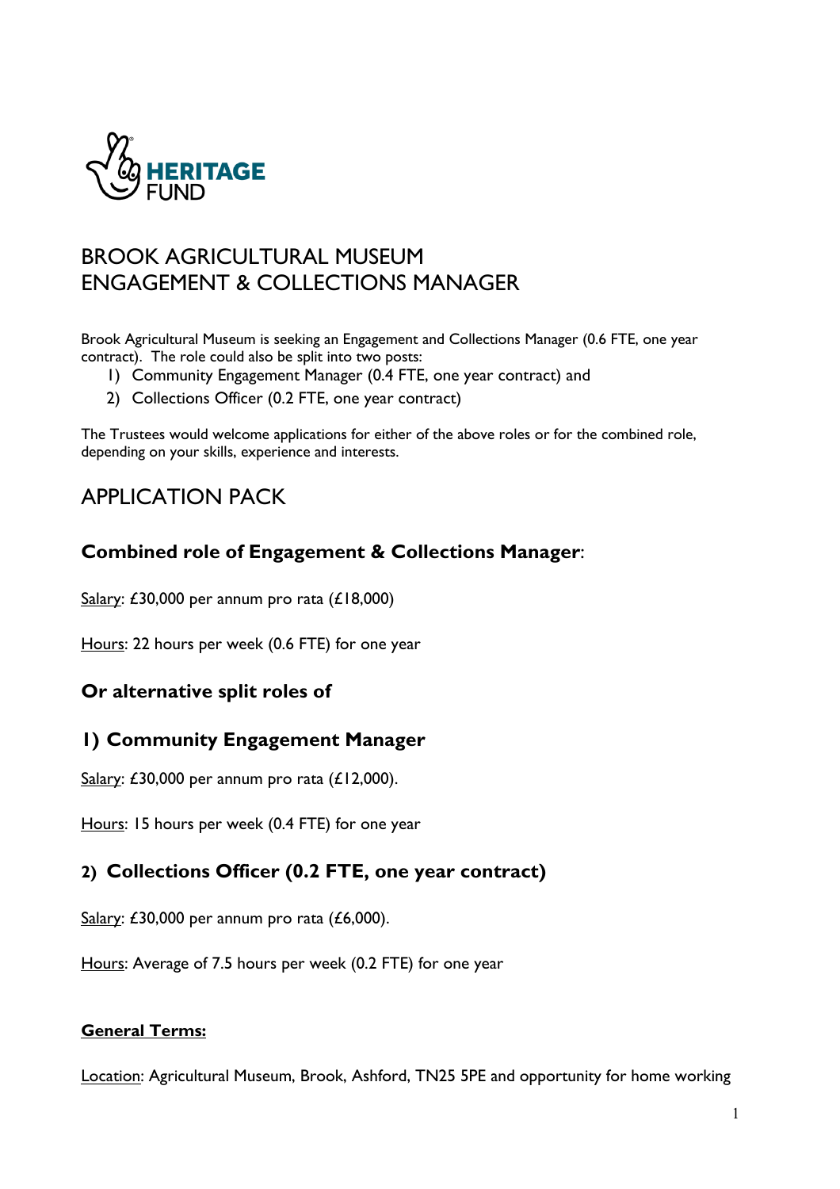HERITAGE FUND

# BROOK AGRICULTURAL MUSEUM
# ENGAGEMENT & COLLECTIONS MANAGER

Brook Agricultural Museum is seeking an Engagement and Collections Manager (0.6 FTE, one year contract). The role could also be split into two posts:

1) Community Engagement Manager (0.4 FTE, one year contract) and
2) Collections Officer (0.2 FTE, one year contract)

The Trustees would welcome applications for either of the above roles or for the combined role, depending on your skills, experience and interests.

## APPLICATION PACK

### Combined role of Engagement & Collections Manager:

Salary: £30,000 per annum pro rata (£18,000)

Hours: 22 hours per week (0.6 FTE) for one year

### Or alternative split roles of

### 1) Community Engagement Manager

Salary: £30,000 per annum pro rata (£12,000).

Hours: 15 hours per week (0.4 FTE) for one year

### 2) Collections Officer (0.2 FTE, one year contract)

Salary: £30,000 per annum pro rata (£6,000).

Hours: Average of 7.5 hours per week (0.2 FTE) for one year

**General Terms:**

Location: Agricultural Museum, Brook, Ashford, TN25 5PE and opportunity for home working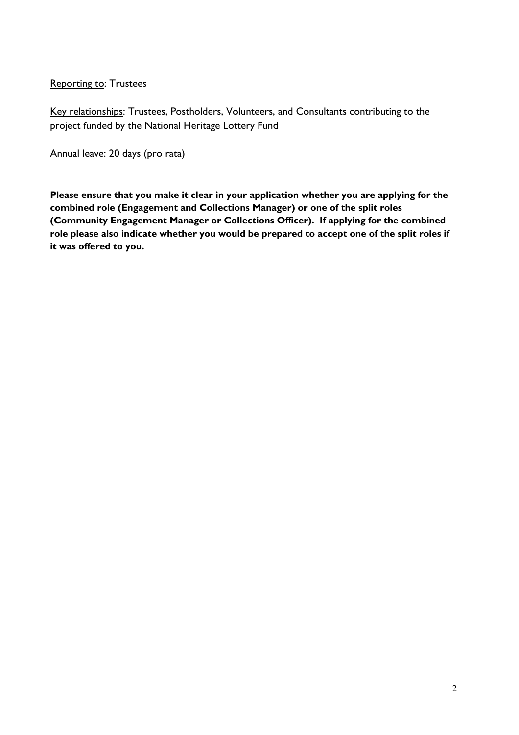Reporting to: Trustees

Key relationships: Trustees, Postholders, Volunteers, and Consultants contributing to the project funded by the National Heritage Lottery Fund

Annual leave: 20 days (pro rata)

**Please ensure that you make it clear in your application whether you are applying for the combined role (Engagement and Collections Manager) or one of the split roles (Community Engagement Manager or Collections Officer). If applying for the combined role please also indicate whether you would be prepared to accept one of the split roles if it was offered to you.**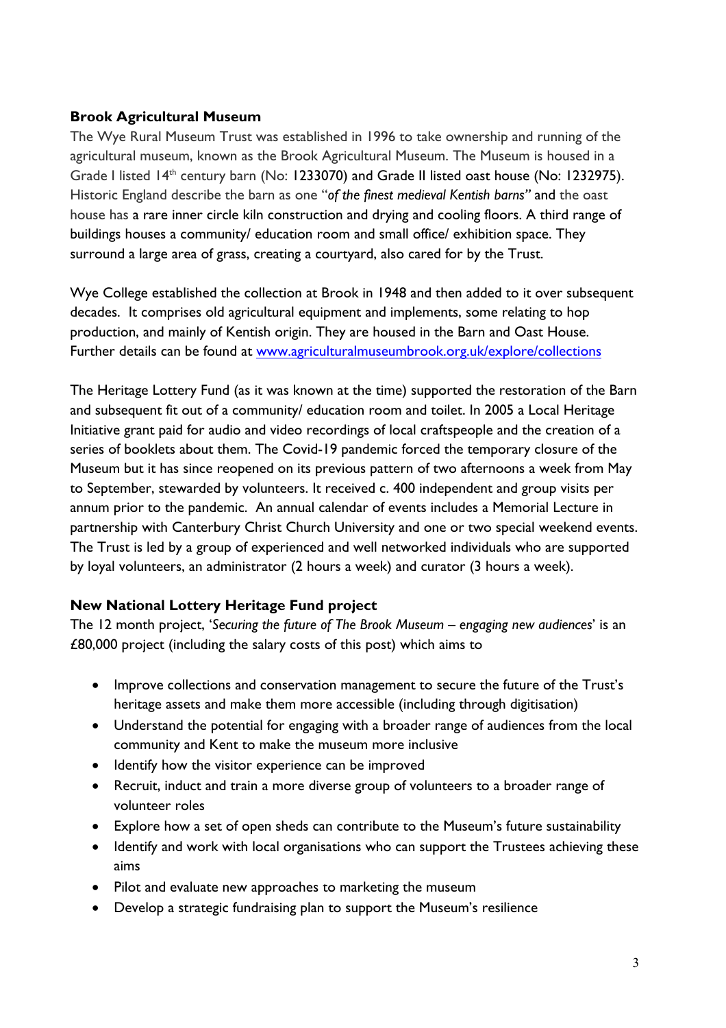**Brook Agricultural Museum**

The Wye Rural Museum Trust was established in 1996 to take ownership and running of the agricultural museum, known as the Brook Agricultural Museum. The Museum is housed in a Grade I listed 14th century barn (No: 1233070) and Grade II listed oast house (No: 1232975). Historic England describe the barn as one "*of the finest medieval Kentish barns"* and the oast house has a rare inner circle kiln construction and drying and cooling floors. A third range of buildings houses a community/ education room and small office/ exhibition space. They surround a large area of grass, creating a courtyard, also cared for by the Trust.

Wye College established the collection at Brook in 1948 and then added to it over subsequent decades. It comprises old agricultural equipment and implements, some relating to hop production, and mainly of Kentish origin. They are housed in the Barn and Oast House. Further details can be found at www.agriculturalmuseumbrook.org.uk/explore/collections

The Heritage Lottery Fund (as it was known at the time) supported the restoration of the Barn and subsequent fit out of a community/ education room and toilet. In 2005 a Local Heritage Initiative grant paid for audio and video recordings of local craftspeople and the creation of a series of booklets about them. The Covid-19 pandemic forced the temporary closure of the Museum but it has since reopened on its previous pattern of two afternoons a week from May to September, stewarded by volunteers. It received c. 400 independent and group visits per annum prior to the pandemic. An annual calendar of events includes a Memorial Lecture in partnership with Canterbury Christ Church University and one or two special weekend events. The Trust is led by a group of experienced and well networked individuals who are supported by loyal volunteers, an administrator (2 hours a week) and curator (3 hours a week).

**New National Lottery Heritage Fund project**

The 12 month project, '*Securing the future of The Brook Museum – engaging new audiences*' is an £80,000 project (including the salary costs of this post) which aims to

- Improve collections and conservation management to secure the future of the Trust's heritage assets and make them more accessible (including through digitisation)
- Understand the potential for engaging with a broader range of audiences from the local community and Kent to make the museum more inclusive
- Identify how the visitor experience can be improved
- Recruit, induct and train a more diverse group of volunteers to a broader range of volunteer roles
- Explore how a set of open sheds can contribute to the Museum's future sustainability
- Identify and work with local organisations who can support the Trustees achieving these aims
- Pilot and evaluate new approaches to marketing the museum
- Develop a strategic fundraising plan to support the Museum's resilience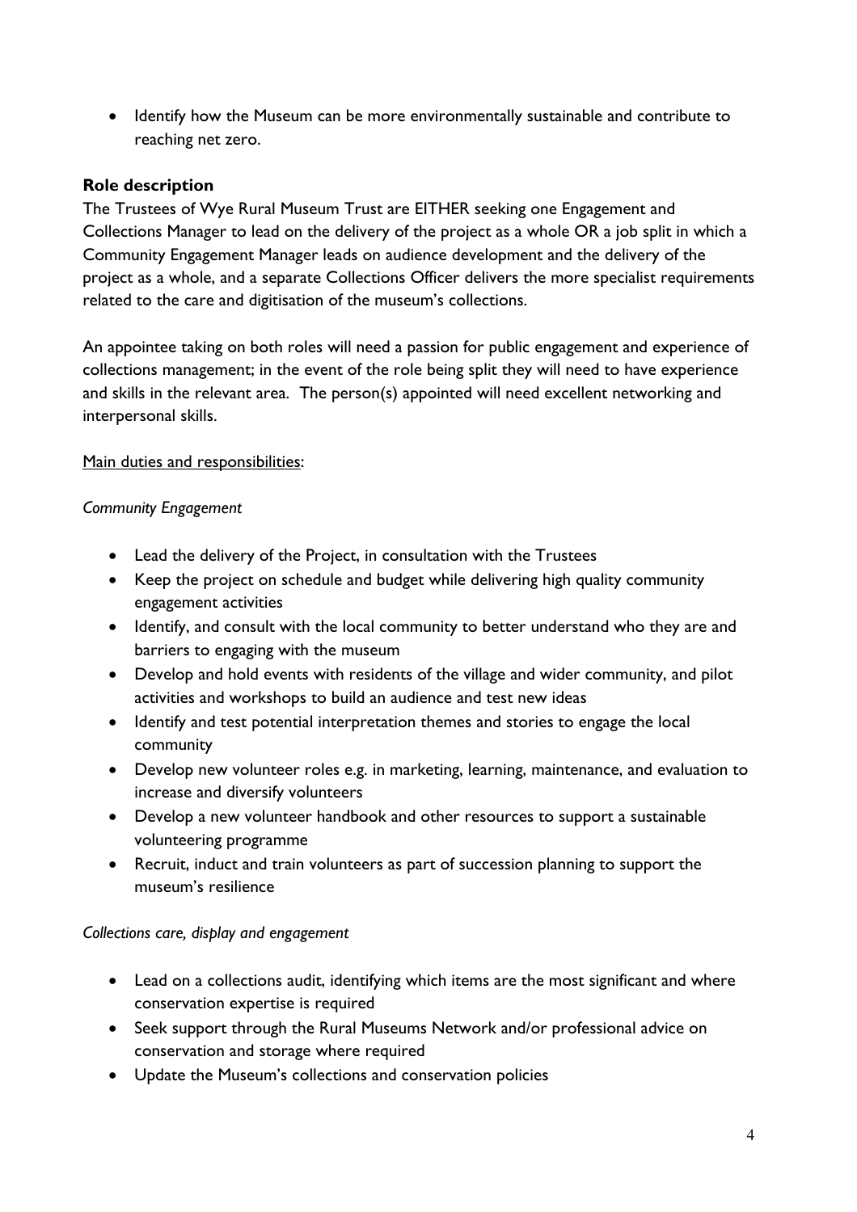- Identify how the Museum can be more environmentally sustainable and contribute to reaching net zero.

### Role description

The Trustees of Wye Rural Museum Trust are EITHER seeking one Engagement and Collections Manager to lead on the delivery of the project as a whole OR a job split in which a Community Engagement Manager leads on audience development and the delivery of the project as a whole, and a separate Collections Officer delivers the more specialist requirements related to the care and digitisation of the museum's collections.

An appointee taking on both roles will need a passion for public engagement and experience of collections management; in the event of the role being split they will need to have experience and skills in the relevant area. The person(s) appointed will need excellent networking and interpersonal skills.

<u>Main duties and responsibilities</u>:

*Community Engagement*

- Lead the delivery of the Project, in consultation with the Trustees
- Keep the project on schedule and budget while delivering high quality community engagement activities
- Identify, and consult with the local community to better understand who they are and barriers to engaging with the museum
- Develop and hold events with residents of the village and wider community, and pilot activities and workshops to build an audience and test new ideas
- Identify and test potential interpretation themes and stories to engage the local community
- Develop new volunteer roles e.g. in marketing, learning, maintenance, and evaluation to increase and diversify volunteers
- Develop a new volunteer handbook and other resources to support a sustainable volunteering programme
- Recruit, induct and train volunteers as part of succession planning to support the museum's resilience

*Collections care, display and engagement*

- Lead on a collections audit, identifying which items are the most significant and where conservation expertise is required
- Seek support through the Rural Museums Network and/or professional advice on conservation and storage where required
- Update the Museum's collections and conservation policies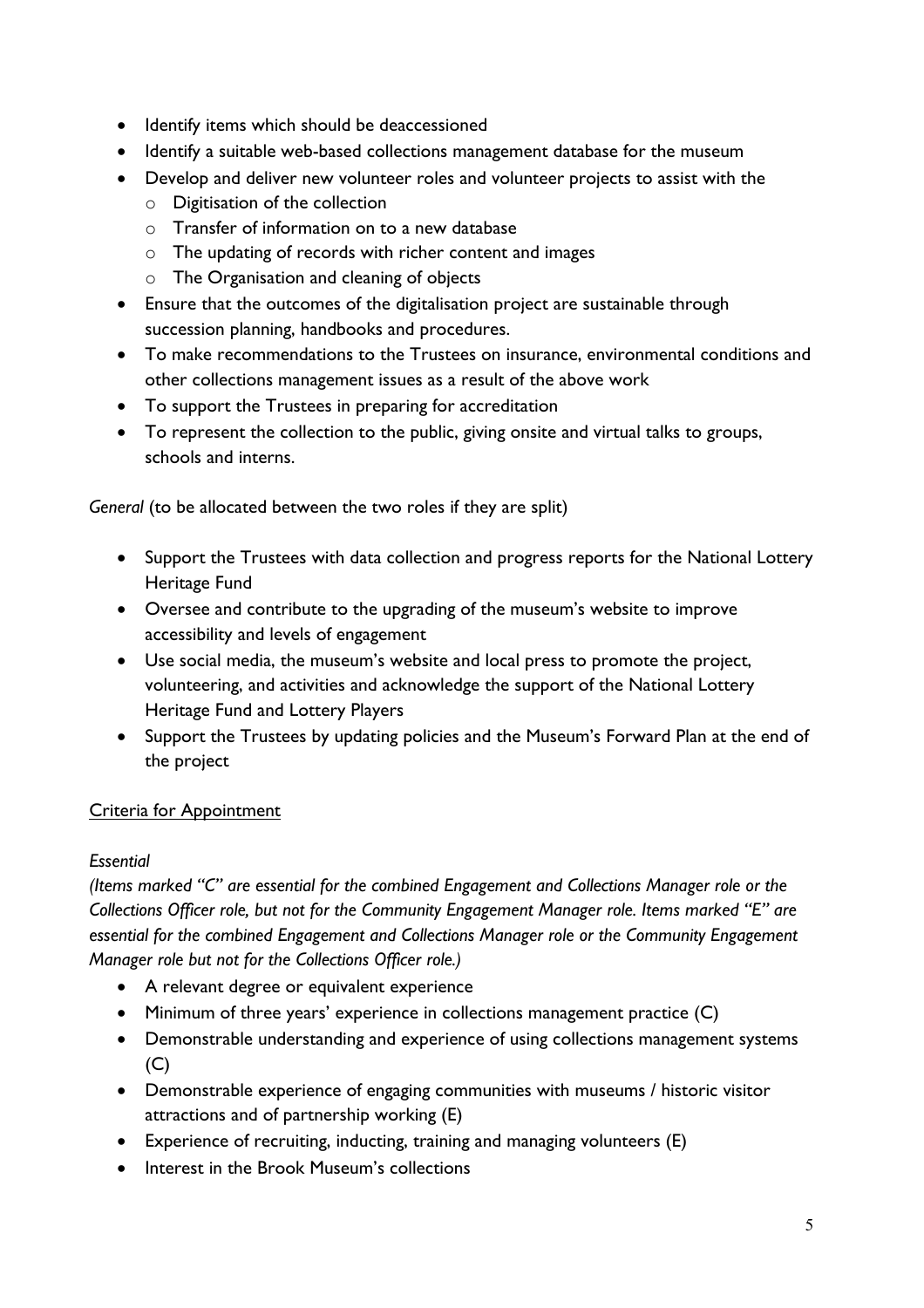- Identify items which should be deaccessioned
- Identify a suitable web-based collections management database for the museum
- Develop and deliver new volunteer roles and volunteer projects to assist with the
  - Digitisation of the collection
  - Transfer of information on to a new database
  - The updating of records with richer content and images
  - The Organisation and cleaning of objects
- Ensure that the outcomes of the digitalisation project are sustainable through succession planning, handbooks and procedures.
- To make recommendations to the Trustees on insurance, environmental conditions and other collections management issues as a result of the above work
- To support the Trustees in preparing for accreditation
- To represent the collection to the public, giving onsite and virtual talks to groups, schools and interns.

*General* (to be allocated between the two roles if they are split)

- Support the Trustees with data collection and progress reports for the National Lottery Heritage Fund
- Oversee and contribute to the upgrading of the museum's website to improve accessibility and levels of engagement
- Use social media, the museum's website and local press to promote the project, volunteering, and activities and acknowledge the support of the National Lottery Heritage Fund and Lottery Players
- Support the Trustees by updating policies and the Museum's Forward Plan at the end of the project

<u>Criteria for Appointment</u>

*Essential*

*(Items marked "C" are essential for the combined Engagement and Collections Manager role or the Collections Officer role, but not for the Community Engagement Manager role. Items marked "E" are essential for the combined Engagement and Collections Manager role or the Community Engagement Manager role but not for the Collections Officer role.)*

- A relevant degree or equivalent experience
- Minimum of three years' experience in collections management practice (C)
- Demonstrable understanding and experience of using collections management systems (C)
- Demonstrable experience of engaging communities with museums / historic visitor attractions and of partnership working (E)
- Experience of recruiting, inducting, training and managing volunteers (E)
- Interest in the Brook Museum's collections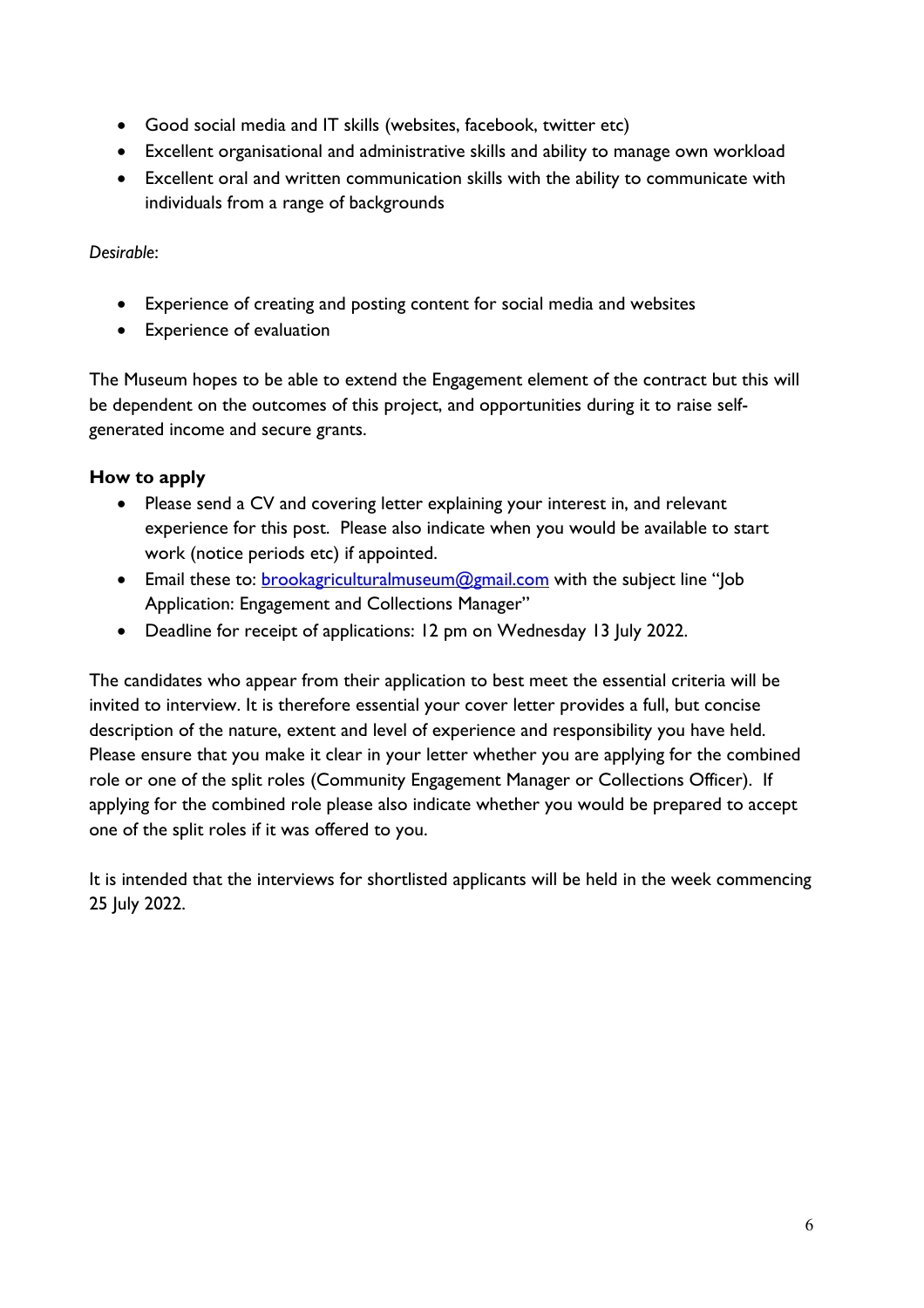- Good social media and IT skills (websites, facebook, twitter etc)
- Excellent organisational and administrative skills and ability to manage own workload
- Excellent oral and written communication skills with the ability to communicate with individuals from a range of backgrounds

*Desirable*:

- Experience of creating and posting content for social media and websites
- Experience of evaluation

The Museum hopes to be able to extend the Engagement element of the contract but this will be dependent on the outcomes of this project, and opportunities during it to raise self-generated income and secure grants.

**How to apply**

- Please send a CV and covering letter explaining your interest in, and relevant experience for this post. Please also indicate when you would be available to start work (notice periods etc) if appointed.
- Email these to: brookagriculturalmuseum@gmail.com with the subject line "Job Application: Engagement and Collections Manager"
- Deadline for receipt of applications: 12 pm on Wednesday 13 July 2022.

The candidates who appear from their application to best meet the essential criteria will be invited to interview. It is therefore essential your cover letter provides a full, but concise description of the nature, extent and level of experience and responsibility you have held. Please ensure that you make it clear in your letter whether you are applying for the combined role or one of the split roles (Community Engagement Manager or Collections Officer). If applying for the combined role please also indicate whether you would be prepared to accept one of the split roles if it was offered to you.

It is intended that the interviews for shortlisted applicants will be held in the week commencing 25 July 2022.